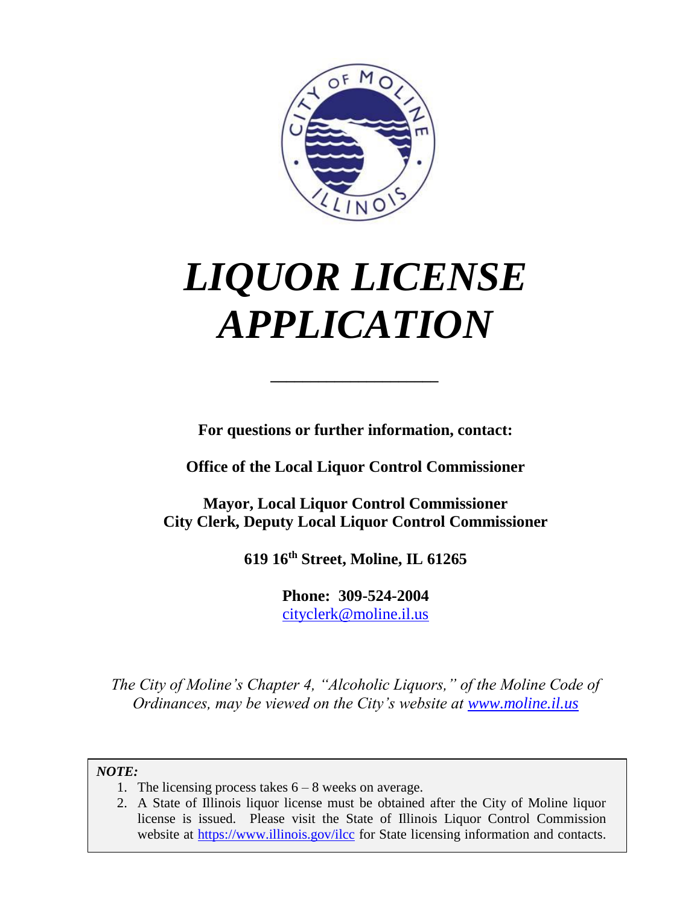# *LIQUOR LICENSE APPLICATION*

---

**For questions or further information, contact:**

**Office of the Local Liquor Control Commissioner**

**Mayor, Local Liquor Control Commissioner**
**City Clerk, Deputy Local Liquor Control Commissioner**

**619 16th Street, Moline, IL 61265**

**Phone: 309-524-2004**
cityclerk@moline.il.us

*The City of Moline's Chapter 4, "Alcoholic Liquors," of the Moline Code of Ordinances, may be viewed on the City's website at www.moline.il.us*

***NOTE:***

1. The licensing process takes 6 – 8 weeks on average.
2. A State of Illinois liquor license must be obtained after the City of Moline liquor license is issued. Please visit the State of Illinois Liquor Control Commission website at https://www.illinois.gov/ilcc for State licensing information and contacts.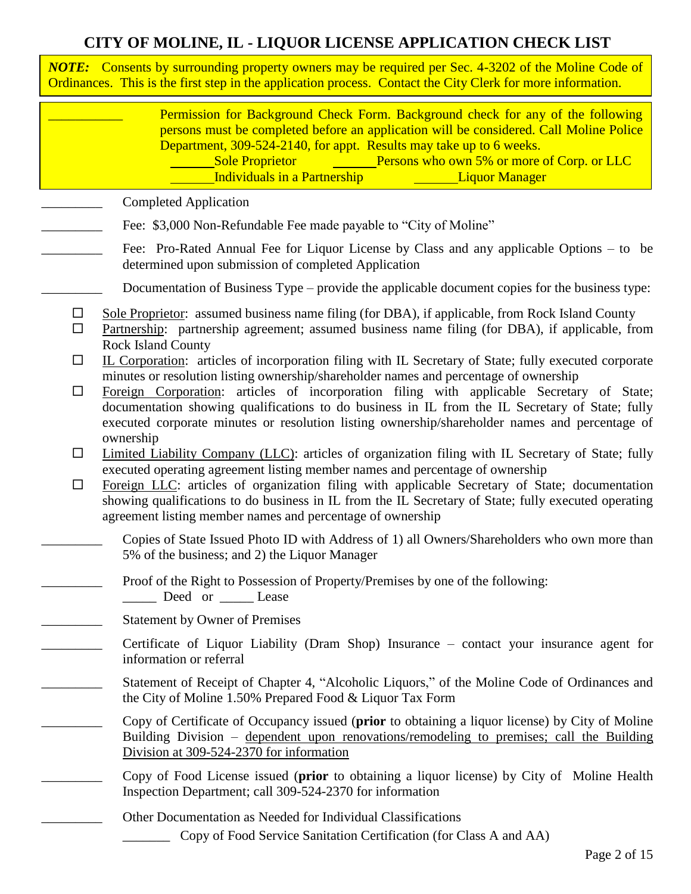# CITY OF MOLINE, IL - LIQUOR LICENSE APPLICATION CHECK LIST

***NOTE:*** Consents by surrounding property owners may be required per Sec. 4-3202 of the Moline Code of Ordinances. This is the first step in the application process. Contact the City Clerk for more information.

___________ Permission for Background Check Form. Background check for any of the following persons must be completed before an application will be considered. Call Moline Police Department, 309-524-2140, for appt. Results may take up to 6 weeks.

- ______Sole Proprietor
- ______Persons who own 5% or more of Corp. or LLC
- ______Individuals in a Partnership
- ______Liquor Manager

_________ Completed Application

_________ Fee: $3,000 Non-Refundable Fee made payable to "City of Moline"

_________ Fee: Pro-Rated Annual Fee for Liquor License by Class and any applicable Options – to be determined upon submission of completed Application

_________ Documentation of Business Type – provide the applicable document copies for the business type:

- ☐ Sole Proprietor: assumed business name filing (for DBA), if applicable, from Rock Island County
- ☐ Partnership: partnership agreement; assumed business name filing (for DBA), if applicable, from Rock Island County
- ☐ IL Corporation: articles of incorporation filing with IL Secretary of State; fully executed corporate minutes or resolution listing ownership/shareholder names and percentage of ownership
- ☐ Foreign Corporation: articles of incorporation filing with applicable Secretary of State; documentation showing qualifications to do business in IL from the IL Secretary of State; fully executed corporate minutes or resolution listing ownership/shareholder names and percentage of ownership
- ☐ Limited Liability Company (LLC): articles of organization filing with IL Secretary of State; fully executed operating agreement listing member names and percentage of ownership
- ☐ Foreign LLC: articles of organization filing with applicable Secretary of State; documentation showing qualifications to do business in IL from the IL Secretary of State; fully executed operating agreement listing member names and percentage of ownership

_________ Copies of State Issued Photo ID with Address of 1) all Owners/Shareholders who own more than 5% of the business; and 2) the Liquor Manager

_________ Proof of the Right to Possession of Property/Premises by one of the following: _____ Deed or _____ Lease

_________ Statement by Owner of Premises

_________ Certificate of Liquor Liability (Dram Shop) Insurance – contact your insurance agent for information or referral

_________ Statement of Receipt of Chapter 4, "Alcoholic Liquors," of the Moline Code of Ordinances and the City of Moline 1.50% Prepared Food & Liquor Tax Form

_________ Copy of Certificate of Occupancy issued (**prior** to obtaining a liquor license) by City of Moline Building Division – dependent upon renovations/remodeling to premises; call the Building Division at 309-524-2370 for information

_________ Copy of Food License issued (**prior** to obtaining a liquor license) by City of Moline Health Inspection Department; call 309-524-2370 for information

_________ Other Documentation as Needed for Individual Classifications

_______ Copy of Food Service Sanitation Certification (for Class A and AA)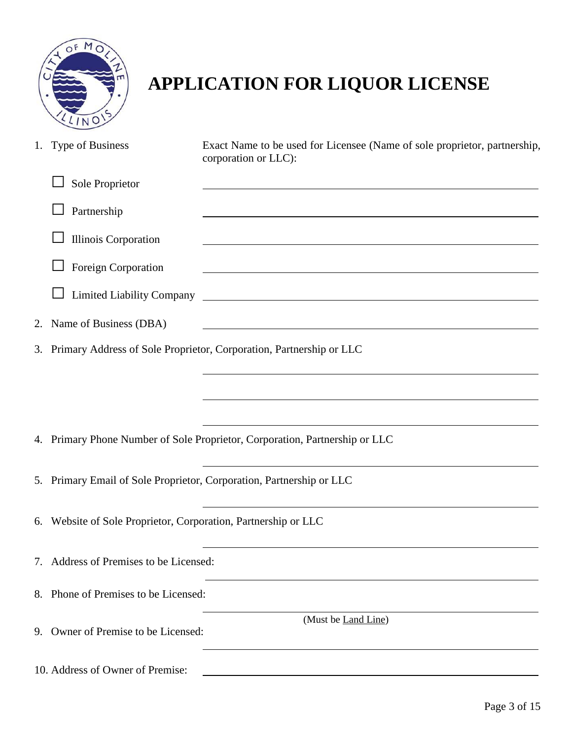# APPLICATION FOR LIQUOR LICENSE

1. Type of Business

   Exact Name to be used for Licensee (Name of sole proprietor, partnership, corporation or LLC):

   - ☐ Sole Proprietor \_\_\_\_\_\_\_\_\_\_\_\_\_\_\_\_\_\_\_\_\_\_\_\_\_\_\_\_\_\_
   - ☐ Partnership \_\_\_\_\_\_\_\_\_\_\_\_\_\_\_\_\_\_\_\_\_\_\_\_\_\_\_\_\_\_
   - ☐ Illinois Corporation \_\_\_\_\_\_\_\_\_\_\_\_\_\_\_\_\_\_\_\_\_\_\_\_\_\_\_\_\_\_
   - ☐ Foreign Corporation \_\_\_\_\_\_\_\_\_\_\_\_\_\_\_\_\_\_\_\_\_\_\_\_\_\_\_\_\_\_
   - ☐ Limited Liability Company \_\_\_\_\_\_\_\_\_\_\_\_\_\_\_\_\_\_\_\_\_\_\_\_\_\_\_\_\_\_

2. Name of Business (DBA) \_\_\_\_\_\_\_\_\_\_\_\_\_\_\_\_\_\_\_\_\_\_\_\_\_\_\_\_\_\_

3. Primary Address of Sole Proprietor, Corporation, Partnership or LLC

   \_\_\_\_\_\_\_\_\_\_\_\_\_\_\_\_\_\_\_\_\_\_\_\_\_\_\_\_\_\_

   \_\_\_\_\_\_\_\_\_\_\_\_\_\_\_\_\_\_\_\_\_\_\_\_\_\_\_\_\_\_

   \_\_\_\_\_\_\_\_\_\_\_\_\_\_\_\_\_\_\_\_\_\_\_\_\_\_\_\_\_\_

4. Primary Phone Number of Sole Proprietor, Corporation, Partnership or LLC

   \_\_\_\_\_\_\_\_\_\_\_\_\_\_\_\_\_\_\_\_\_\_\_\_\_\_\_\_\_\_

5. Primary Email of Sole Proprietor, Corporation, Partnership or LLC

   \_\_\_\_\_\_\_\_\_\_\_\_\_\_\_\_\_\_\_\_\_\_\_\_\_\_\_\_\_\_

6. Website of Sole Proprietor, Corporation, Partnership or LLC

   \_\_\_\_\_\_\_\_\_\_\_\_\_\_\_\_\_\_\_\_\_\_\_\_\_\_\_\_\_\_

7. Address of Premises to be Licensed: \_\_\_\_\_\_\_\_\_\_\_\_\_\_\_\_\_\_\_\_\_\_\_\_\_\_\_\_\_\_

8. Phone of Premises to be Licensed: \_\_\_\_\_\_\_\_\_\_\_\_\_\_\_\_\_\_\_\_\_\_\_\_\_\_\_\_\_\_
   (Must be <u>Land Line</u>)

9. Owner of Premise to be Licensed: \_\_\_\_\_\_\_\_\_\_\_\_\_\_\_\_\_\_\_\_\_\_\_\_\_\_\_\_\_\_

10. Address of Owner of Premise: \_\_\_\_\_\_\_\_\_\_\_\_\_\_\_\_\_\_\_\_\_\_\_\_\_\_\_\_\_\_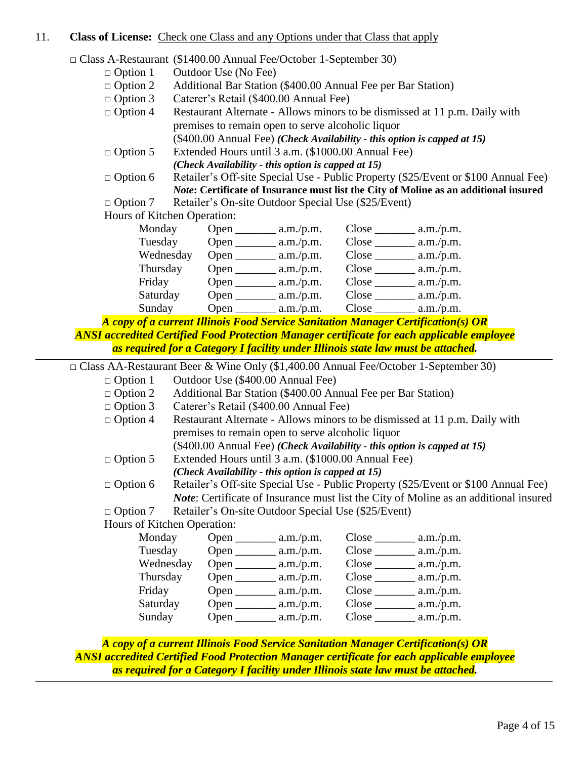11. **Class of License:** Check one Class and any Options under that Class that apply

□ Class A-Restaurant ($1400.00 Annual Fee/October 1-September 30)

- □ Option 1 Outdoor Use (No Fee)
- □ Option 2 Additional Bar Station ($400.00 Annual Fee per Bar Station)
- □ Option 3 Caterer's Retail ($400.00 Annual Fee)
- □ Option 4 Restaurant Alternate - Allows minors to be dismissed at 11 p.m. Daily with premises to remain open to serve alcoholic liquor ($400.00 Annual Fee) ***(Check Availability - this option is capped at 15)***
- □ Option 5 Extended Hours until 3 a.m. ($1000.00 Annual Fee) ***(Check Availability - this option is capped at 15)***
- □ Option 6 Retailer's Off-site Special Use - Public Property ($25/Event or $100 Annual Fee) ***Note*: Certificate of Insurance must list the City of Moline as an additional insured**
- □ Option 7 Retailer's On-site Outdoor Special Use ($25/Event)

Hours of Kitchen Operation:

| Day | Open | Close |
|---|---|---|
| Monday | Open _______ a.m./p.m. | Close _______ a.m./p.m. |
| Tuesday | Open _______ a.m./p.m. | Close _______ a.m./p.m. |
| Wednesday | Open _______ a.m./p.m. | Close _______ a.m./p.m. |
| Thursday | Open _______ a.m./p.m. | Close _______ a.m./p.m. |
| Friday | Open _______ a.m./p.m. | Close _______ a.m./p.m. |
| Saturday | Open _______ a.m./p.m. | Close _______ a.m./p.m. |
| Sunday | Open _______ a.m./p.m. | Close _______ a.m./p.m. |

***A copy of a current Illinois Food Service Sanitation Manager Certification(s) OR ANSI accredited Certified Food Protection Manager certificate for each applicable employee as required for a Category I facility under Illinois state law must be attached.***

---

□ Class AA-Restaurant Beer & Wine Only ($1,400.00 Annual Fee/October 1-September 30)

- □ Option 1 Outdoor Use ($400.00 Annual Fee)
- □ Option 2 Additional Bar Station ($400.00 Annual Fee per Bar Station)
- □ Option 3 Caterer's Retail ($400.00 Annual Fee)
- □ Option 4 Restaurant Alternate - Allows minors to be dismissed at 11 p.m. Daily with premises to remain open to serve alcoholic liquor ($400.00 Annual Fee) ***(Check Availability - this option is capped at 15)***
- □ Option 5 Extended Hours until 3 a.m. ($1000.00 Annual Fee) ***(Check Availability - this option is capped at 15)***
- □ Option 6 Retailer's Off-site Special Use - Public Property ($25/Event or $100 Annual Fee) ***Note***: Certificate of Insurance must list the City of Moline as an additional insured
- □ Option 7 Retailer's On-site Outdoor Special Use ($25/Event)

Hours of Kitchen Operation:

| Day | Open | Close |
|---|---|---|
| Monday | Open _______ a.m./p.m. | Close _______ a.m./p.m. |
| Tuesday | Open _______ a.m./p.m. | Close _______ a.m./p.m. |
| Wednesday | Open _______ a.m./p.m. | Close _______ a.m./p.m. |
| Thursday | Open _______ a.m./p.m. | Close _______ a.m./p.m. |
| Friday | Open _______ a.m./p.m. | Close _______ a.m./p.m. |
| Saturday | Open _______ a.m./p.m. | Close _______ a.m./p.m. |
| Sunday | Open _______ a.m./p.m. | Close _______ a.m./p.m. |

***A copy of a current Illinois Food Service Sanitation Manager Certification(s) OR ANSI accredited Certified Food Protection Manager certificate for each applicable employee as required for a Category I facility under Illinois state law must be attached.***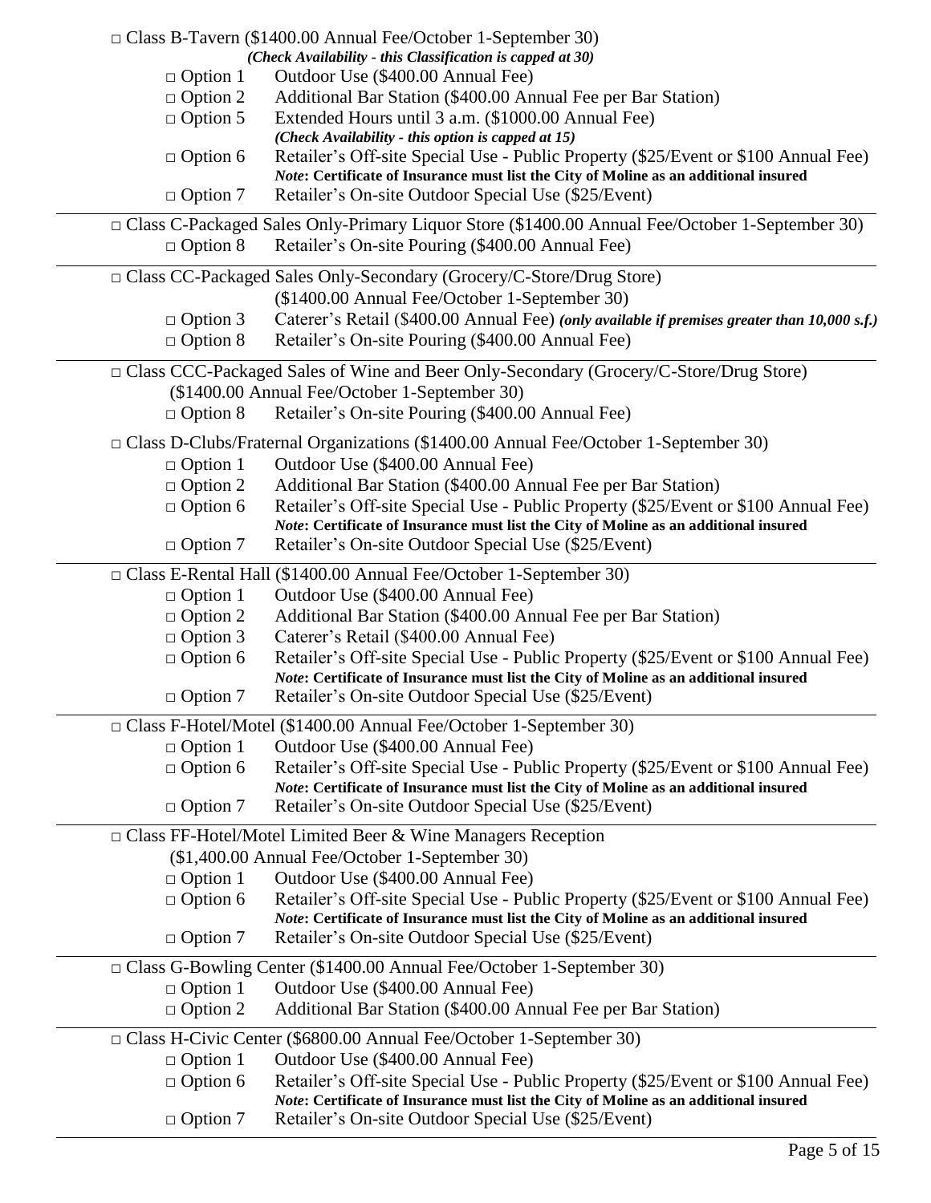□ Class B-Tavern ($1400.00 Annual Fee/October 1-September 30)
***(Check Availability - this Classification is capped at 30)***

- □ Option 1 Outdoor Use ($400.00 Annual Fee)
- □ Option 2 Additional Bar Station ($400.00 Annual Fee per Bar Station)
- □ Option 5 Extended Hours until 3 a.m. ($1000.00 Annual Fee)
  ***(Check Availability - this option is capped at 15)***
- □ Option 6 Retailer's Off-site Special Use - Public Property ($25/Event or $100 Annual Fee)
  ***Note*: Certificate of Insurance must list the City of Moline as an additional insured**
- □ Option 7 Retailer's On-site Outdoor Special Use ($25/Event)

---

□ Class C-Packaged Sales Only-Primary Liquor Store ($1400.00 Annual Fee/October 1-September 30)

- □ Option 8 Retailer's On-site Pouring ($400.00 Annual Fee)

---

□ Class CC-Packaged Sales Only-Secondary (Grocery/C-Store/Drug Store)
($1400.00 Annual Fee/October 1-September 30)

- □ Option 3 Caterer's Retail ($400.00 Annual Fee) ***(only available if premises greater than 10,000 s.f.)***
- □ Option 8 Retailer's On-site Pouring ($400.00 Annual Fee)

---

□ Class CCC-Packaged Sales of Wine and Beer Only-Secondary (Grocery/C-Store/Drug Store)
($1400.00 Annual Fee/October 1-September 30)

- □ Option 8 Retailer's On-site Pouring ($400.00 Annual Fee)

□ Class D-Clubs/Fraternal Organizations ($1400.00 Annual Fee/October 1-September 30)

- □ Option 1 Outdoor Use ($400.00 Annual Fee)
- □ Option 2 Additional Bar Station ($400.00 Annual Fee per Bar Station)
- □ Option 6 Retailer's Off-site Special Use - Public Property ($25/Event or $100 Annual Fee)
  ***Note*: Certificate of Insurance must list the City of Moline as an additional insured**
- □ Option 7 Retailer's On-site Outdoor Special Use ($25/Event)

---

□ Class E-Rental Hall ($1400.00 Annual Fee/October 1-September 30)

- □ Option 1 Outdoor Use ($400.00 Annual Fee)
- □ Option 2 Additional Bar Station ($400.00 Annual Fee per Bar Station)
- □ Option 3 Caterer's Retail ($400.00 Annual Fee)
- □ Option 6 Retailer's Off-site Special Use - Public Property ($25/Event or $100 Annual Fee)
  ***Note*: Certificate of Insurance must list the City of Moline as an additional insured**
- □ Option 7 Retailer's On-site Outdoor Special Use ($25/Event)

---

□ Class F-Hotel/Motel ($1400.00 Annual Fee/October 1-September 30)

- □ Option 1 Outdoor Use ($400.00 Annual Fee)
- □ Option 6 Retailer's Off-site Special Use - Public Property ($25/Event or $100 Annual Fee)
  ***Note*: Certificate of Insurance must list the City of Moline as an additional insured**
- □ Option 7 Retailer's On-site Outdoor Special Use ($25/Event)

---

□ Class FF-Hotel/Motel Limited Beer & Wine Managers Reception
($1,400.00 Annual Fee/October 1-September 30)

- □ Option 1 Outdoor Use ($400.00 Annual Fee)
- □ Option 6 Retailer's Off-site Special Use - Public Property ($25/Event or $100 Annual Fee)
  ***Note*: Certificate of Insurance must list the City of Moline as an additional insured**
- □ Option 7 Retailer's On-site Outdoor Special Use ($25/Event)

---

□ Class G-Bowling Center ($1400.00 Annual Fee/October 1-September 30)

- □ Option 1 Outdoor Use ($400.00 Annual Fee)
- □ Option 2 Additional Bar Station ($400.00 Annual Fee per Bar Station)

---

□ Class H-Civic Center ($6800.00 Annual Fee/October 1-September 30)

- □ Option 1 Outdoor Use ($400.00 Annual Fee)
- □ Option 6 Retailer's Off-site Special Use - Public Property ($25/Event or $100 Annual Fee)
  ***Note*: Certificate of Insurance must list the City of Moline as an additional insured**
- □ Option 7 Retailer's On-site Outdoor Special Use ($25/Event)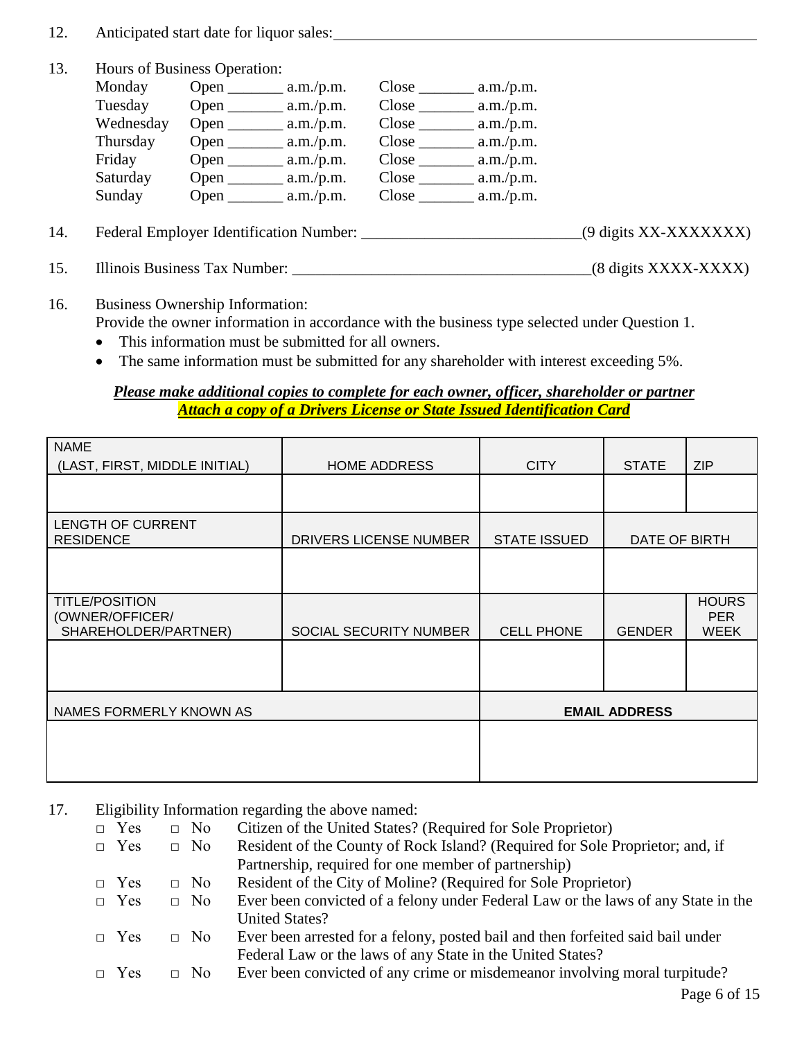12. Anticipated start date for liquor sales: ____________________________________________

13. Hours of Business Operation:

| | | |
|---|---|---|
| Monday | Open _______ a.m./p.m. | Close _______ a.m./p.m. |
| Tuesday | Open _______ a.m./p.m. | Close _______ a.m./p.m. |
| Wednesday | Open _______ a.m./p.m. | Close _______ a.m./p.m. |
| Thursday | Open _______ a.m./p.m. | Close _______ a.m./p.m. |
| Friday | Open _______ a.m./p.m. | Close _______ a.m./p.m. |
| Saturday | Open _______ a.m./p.m. | Close _______ a.m./p.m. |
| Sunday | Open _______ a.m./p.m. | Close _______ a.m./p.m. |

14. Federal Employer Identification Number: ___________________________(9 digits XX-XXXXXXX)

15. Illinois Business Tax Number: ____________________________________(8 digits XXXX-XXXX)

16. Business Ownership Information:
    Provide the owner information in accordance with the business type selected under Question 1.
    - This information must be submitted for all owners.
    - The same information must be submitted for any shareholder with interest exceeding 5%.

***Please make additional copies to complete for each owner, officer, shareholder or partner***

***Attach a copy of a Drivers License or State Issued Identification Card***

| NAME (LAST, FIRST, MIDDLE INITIAL) | HOME ADDRESS | CITY | STATE | ZIP |
|---|---|---|---|---|
| | | | | |
| **LENGTH OF CURRENT RESIDENCE** | **DRIVERS LICENSE NUMBER** | **STATE ISSUED** | **DATE OF BIRTH** | |
| | | | | |
| **TITLE/POSITION (OWNER/OFFICER/ SHAREHOLDER/PARTNER)** | **SOCIAL SECURITY NUMBER** | **CELL PHONE** | **GENDER** | **HOURS PER WEEK** |
| | | | | |
| **NAMES FORMERLY KNOWN AS** | | **EMAIL ADDRESS** | | |
| | | | | |

17. Eligibility Information regarding the above named:

- □ Yes □ No Citizen of the United States? (Required for Sole Proprietor)
- □ Yes □ No Resident of the County of Rock Island? (Required for Sole Proprietor; and, if Partnership, required for one member of partnership)
- □ Yes □ No Resident of the City of Moline? (Required for Sole Proprietor)
- □ Yes □ No Ever been convicted of a felony under Federal Law or the laws of any State in the United States?
- □ Yes □ No Ever been arrested for a felony, posted bail and then forfeited said bail under Federal Law or the laws of any State in the United States?
- □ Yes □ No Ever been convicted of any crime or misdemeanor involving moral turpitude?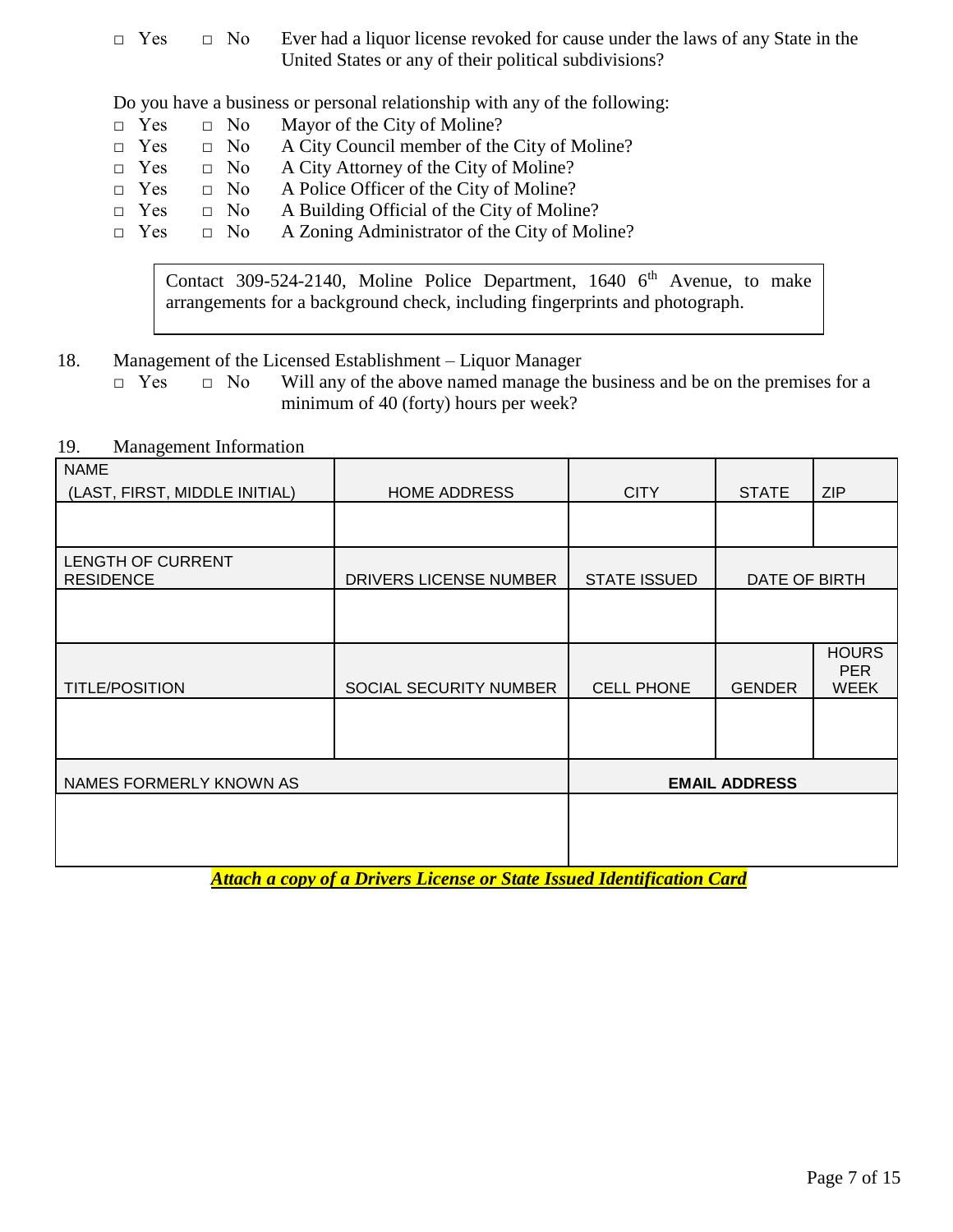□ Yes □ No Ever had a liquor license revoked for cause under the laws of any State in the United States or any of their political subdivisions?

Do you have a business or personal relationship with any of the following:

- □ Yes □ No Mayor of the City of Moline?
- □ Yes □ No A City Council member of the City of Moline?
- □ Yes □ No A City Attorney of the City of Moline?
- □ Yes □ No A Police Officer of the City of Moline?
- □ Yes □ No A Building Official of the City of Moline?
- □ Yes □ No A Zoning Administrator of the City of Moline?

> Contact 309-524-2140, Moline Police Department, 1640 6th Avenue, to make arrangements for a background check, including fingerprints and photograph.

18. Management of the Licensed Establishment – Liquor Manager

□ Yes □ No Will any of the above named manage the business and be on the premises for a minimum of 40 (forty) hours per week?

19. Management Information

| NAME (LAST, FIRST, MIDDLE INITIAL) | HOME ADDRESS | CITY | STATE | ZIP |
|---|---|---|---|---|
| | | | | |
| LENGTH OF CURRENT RESIDENCE | DRIVERS LICENSE NUMBER | STATE ISSUED | DATE OF BIRTH | |
| | | | | |
| TITLE/POSITION | SOCIAL SECURITY NUMBER | CELL PHONE | GENDER | HOURS PER WEEK |
| | | | | |
| NAMES FORMERLY KNOWN AS | | **EMAIL ADDRESS** | | |
| | | | | |

***Attach a copy of a Drivers License or State Issued Identification Card***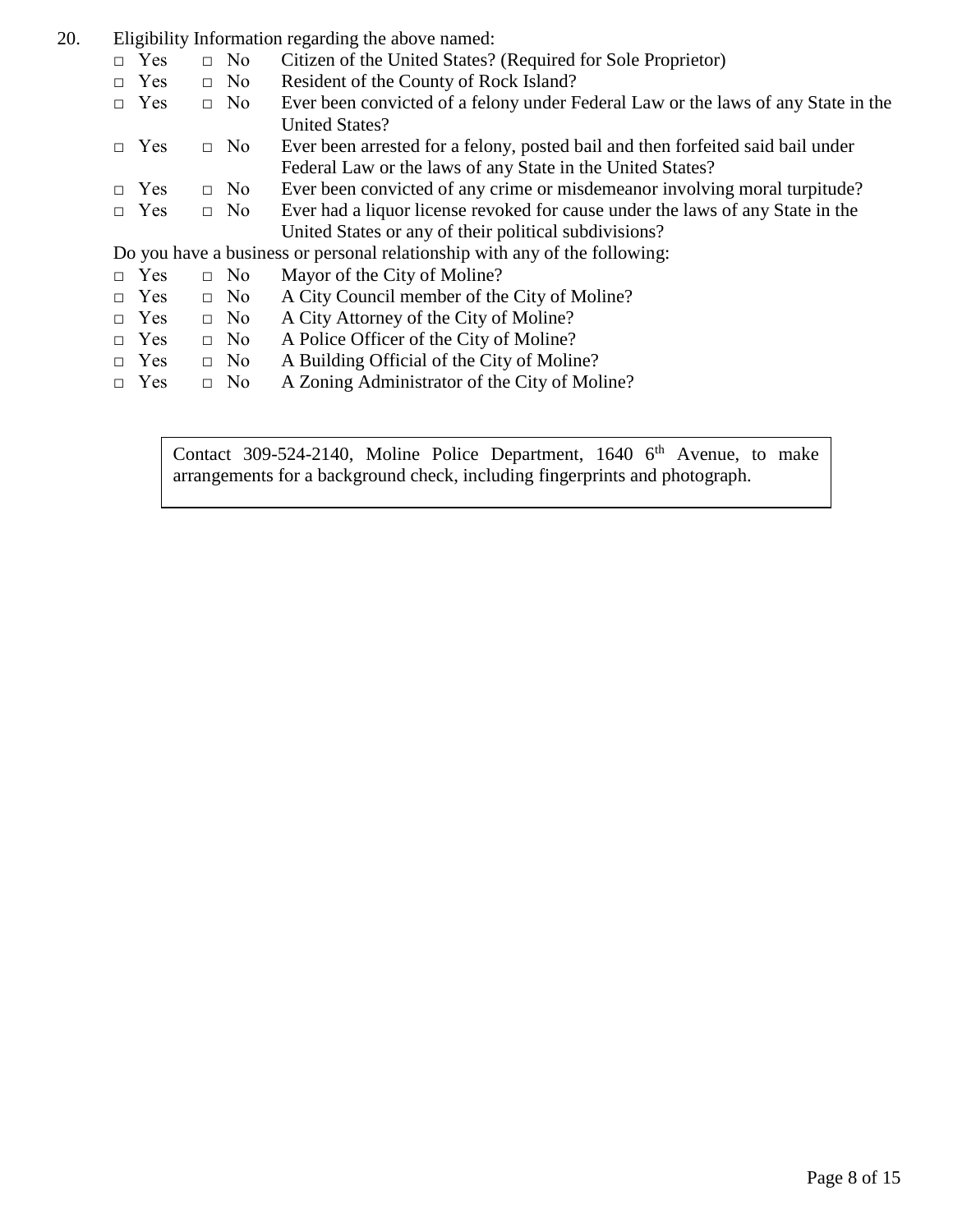20. Eligibility Information regarding the above named:

- □ Yes □ No Citizen of the United States? (Required for Sole Proprietor)
- □ Yes □ No Resident of the County of Rock Island?
- □ Yes □ No Ever been convicted of a felony under Federal Law or the laws of any State in the United States?
- □ Yes □ No Ever been arrested for a felony, posted bail and then forfeited said bail under Federal Law or the laws of any State in the United States?
- □ Yes □ No Ever been convicted of any crime or misdemeanor involving moral turpitude?
- □ Yes □ No Ever had a liquor license revoked for cause under the laws of any State in the United States or any of their political subdivisions?

Do you have a business or personal relationship with any of the following:

- □ Yes □ No Mayor of the City of Moline?
- □ Yes □ No A City Council member of the City of Moline?
- □ Yes □ No A City Attorney of the City of Moline?
- □ Yes □ No A Police Officer of the City of Moline?
- □ Yes □ No A Building Official of the City of Moline?
- □ Yes □ No A Zoning Administrator of the City of Moline?

> Contact 309-524-2140, Moline Police Department, 1640 6th Avenue, to make arrangements for a background check, including fingerprints and photograph.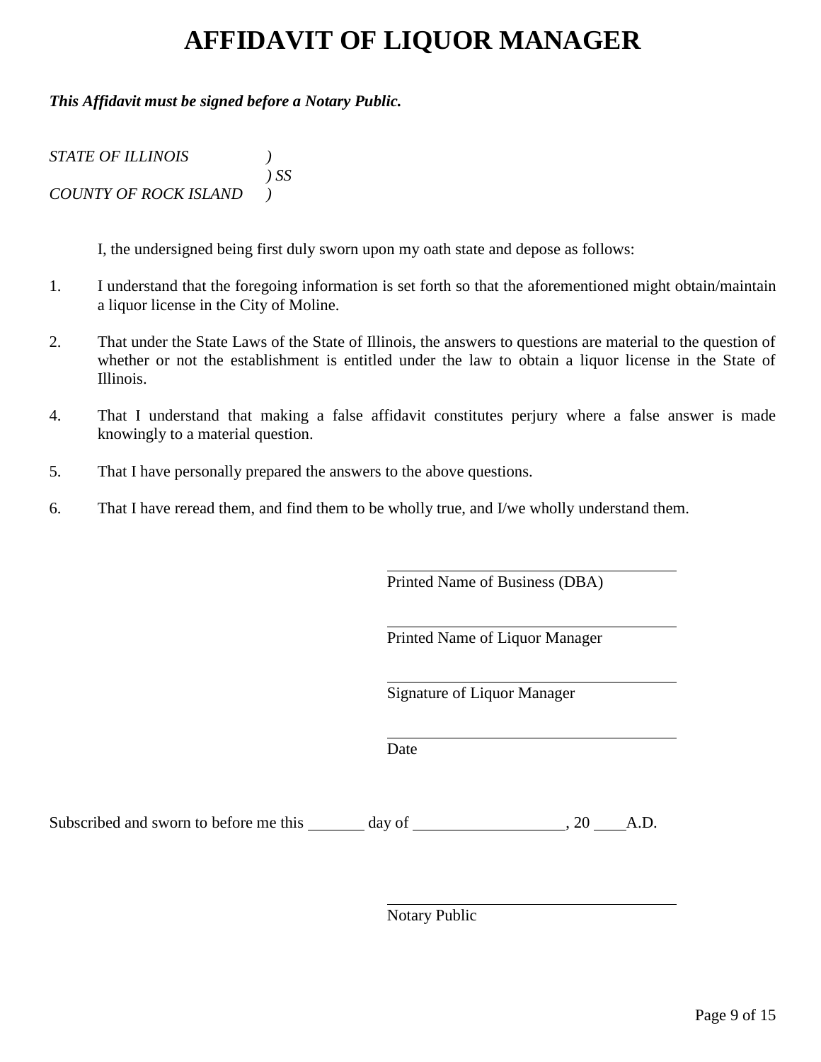# AFFIDAVIT OF LIQUOR MANAGER

***This Affidavit must be signed before a Notary Public.***

*STATE OF ILLINOIS )*
*) SS*
*COUNTY OF ROCK ISLAND )*

I, the undersigned being first duly sworn upon my oath state and depose as follows:

1. I understand that the foregoing information is set forth so that the aforementioned might obtain/maintain a liquor license in the City of Moline.

2. That under the State Laws of the State of Illinois, the answers to questions are material to the question of whether or not the establishment is entitled under the law to obtain a liquor license in the State of Illinois.

4. That I understand that making a false affidavit constitutes perjury where a false answer is made knowingly to a material question.

5. That I have personally prepared the answers to the above questions.

6. That I have reread them, and find them to be wholly true, and I/we wholly understand them.

\_\_\_\_\_\_\_\_\_\_\_\_\_\_\_\_\_\_\_\_\_\_\_\_\_\_\_\_\_\_\_\_\_\_\_\_
Printed Name of Business (DBA)

\_\_\_\_\_\_\_\_\_\_\_\_\_\_\_\_\_\_\_\_\_\_\_\_\_\_\_\_\_\_\_\_\_\_\_\_
Printed Name of Liquor Manager

\_\_\_\_\_\_\_\_\_\_\_\_\_\_\_\_\_\_\_\_\_\_\_\_\_\_\_\_\_\_\_\_\_\_\_\_
Signature of Liquor Manager

\_\_\_\_\_\_\_\_\_\_\_\_\_\_\_\_\_\_\_\_\_\_\_\_\_\_\_\_\_\_\_\_\_\_\_\_
Date

Subscribed and sworn to before me this \_\_\_\_\_\_\_ day of \_\_\_\_\_\_\_\_\_\_\_\_\_\_\_\_\_\_, 20 \_\_\_\_A.D.

\_\_\_\_\_\_\_\_\_\_\_\_\_\_\_\_\_\_\_\_\_\_\_\_\_\_\_\_\_\_\_\_\_\_\_\_
Notary Public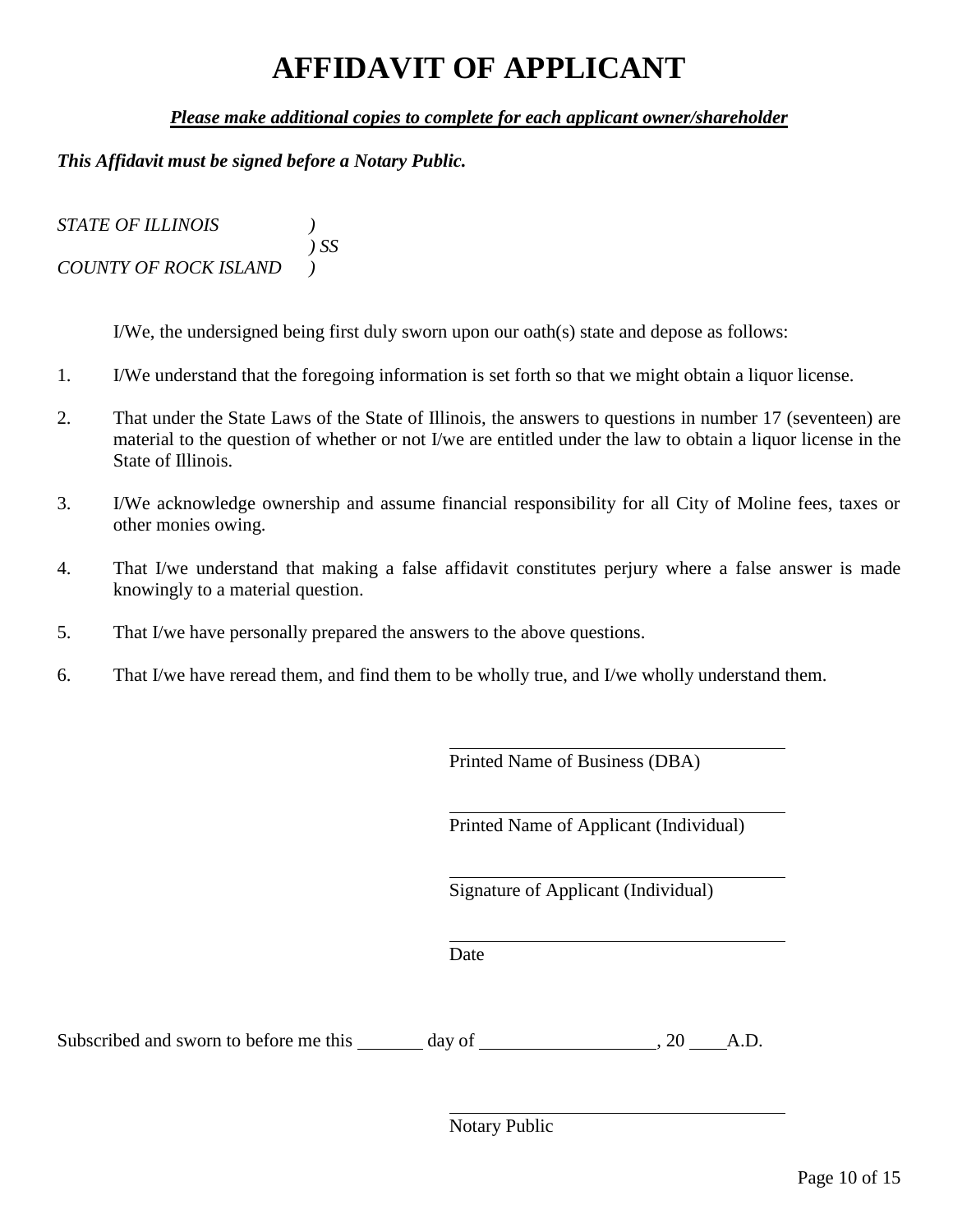# AFFIDAVIT OF APPLICANT

***Please make additional copies to complete for each applicant owner/shareholder***

***This Affidavit must be signed before a Notary Public.***

*STATE OF ILLINOIS )*
*) SS*
*COUNTY OF ROCK ISLAND )*

I/We, the undersigned being first duly sworn upon our oath(s) state and depose as follows:

1. I/We understand that the foregoing information is set forth so that we might obtain a liquor license.
2. That under the State Laws of the State of Illinois, the answers to questions in number 17 (seventeen) are material to the question of whether or not I/we are entitled under the law to obtain a liquor license in the State of Illinois.
3. I/We acknowledge ownership and assume financial responsibility for all City of Moline fees, taxes or other monies owing.
4. That I/we understand that making a false affidavit constitutes perjury where a false answer is made knowingly to a material question.
5. That I/we have personally prepared the answers to the above questions.
6. That I/we have reread them, and find them to be wholly true, and I/we wholly understand them.

\_\_\_\_\_\_\_\_\_\_\_\_\_\_\_\_\_\_\_\_\_\_\_\_\_\_\_\_\_\_\_\_\_\_\_\_
Printed Name of Business (DBA)

\_\_\_\_\_\_\_\_\_\_\_\_\_\_\_\_\_\_\_\_\_\_\_\_\_\_\_\_\_\_\_\_\_\_\_\_
Printed Name of Applicant (Individual)

\_\_\_\_\_\_\_\_\_\_\_\_\_\_\_\_\_\_\_\_\_\_\_\_\_\_\_\_\_\_\_\_\_\_\_\_
Signature of Applicant (Individual)

\_\_\_\_\_\_\_\_\_\_\_\_\_\_\_\_\_\_\_\_\_\_\_\_\_\_\_\_\_\_\_\_\_\_\_\_
Date

Subscribed and sworn to before me this \_\_\_\_\_\_\_ day of \_\_\_\_\_\_\_\_\_\_\_\_\_\_\_\_\_\_, 20 \_\_\_\_A.D.

\_\_\_\_\_\_\_\_\_\_\_\_\_\_\_\_\_\_\_\_\_\_\_\_\_\_\_\_\_\_\_\_\_\_\_\_
Notary Public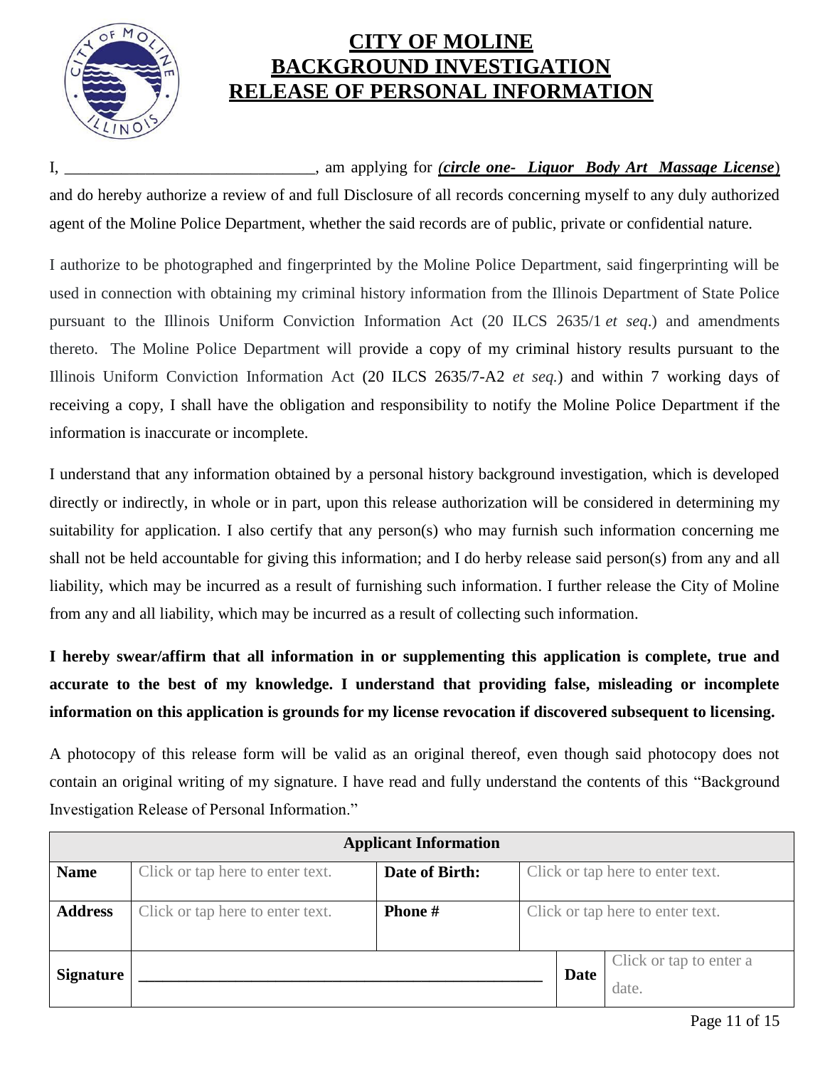# CITY OF MOLINE
# BACKGROUND INVESTIGATION
# RELEASE OF PERSONAL INFORMATION

I, ______________________________, am applying for ***(circle one- Liquor Body Art Massage License***) and do hereby authorize a review of and full Disclosure of all records concerning myself to any duly authorized agent of the Moline Police Department, whether the said records are of public, private or confidential nature.

I authorize to be photographed and fingerprinted by the Moline Police Department, said fingerprinting will be used in connection with obtaining my criminal history information from the Illinois Department of State Police pursuant to the Illinois Uniform Conviction Information Act (20 ILCS 2635/1 *et seq*.) and amendments thereto. The Moline Police Department will provide a copy of my criminal history results pursuant to the Illinois Uniform Conviction Information Act (20 ILCS 2635/7-A2 *et seq.*) and within 7 working days of receiving a copy, I shall have the obligation and responsibility to notify the Moline Police Department if the information is inaccurate or incomplete.

I understand that any information obtained by a personal history background investigation, which is developed directly or indirectly, in whole or in part, upon this release authorization will be considered in determining my suitability for application. I also certify that any person(s) who may furnish such information concerning me shall not be held accountable for giving this information; and I do herby release said person(s) from any and all liability, which may be incurred as a result of furnishing such information. I further release the City of Moline from any and all liability, which may be incurred as a result of collecting such information.

**I hereby swear/affirm that all information in or supplementing this application is complete, true and accurate to the best of my knowledge. I understand that providing false, misleading or incomplete information on this application is grounds for my license revocation if discovered subsequent to licensing.**

A photocopy of this release form will be valid as an original thereof, even though said photocopy does not contain an original writing of my signature. I have read and fully understand the contents of this "Background Investigation Release of Personal Information."

| **Applicant Information** | | | |
|---|---|---|---|
| **Name** | Click or tap here to enter text. | **Date of Birth:** | Click or tap here to enter text. |
| **Address** | Click or tap here to enter text. | **Phone #** | Click or tap here to enter text. |
| **Signature** | ______________________________ | **Date** | Click or tap to enter a date. |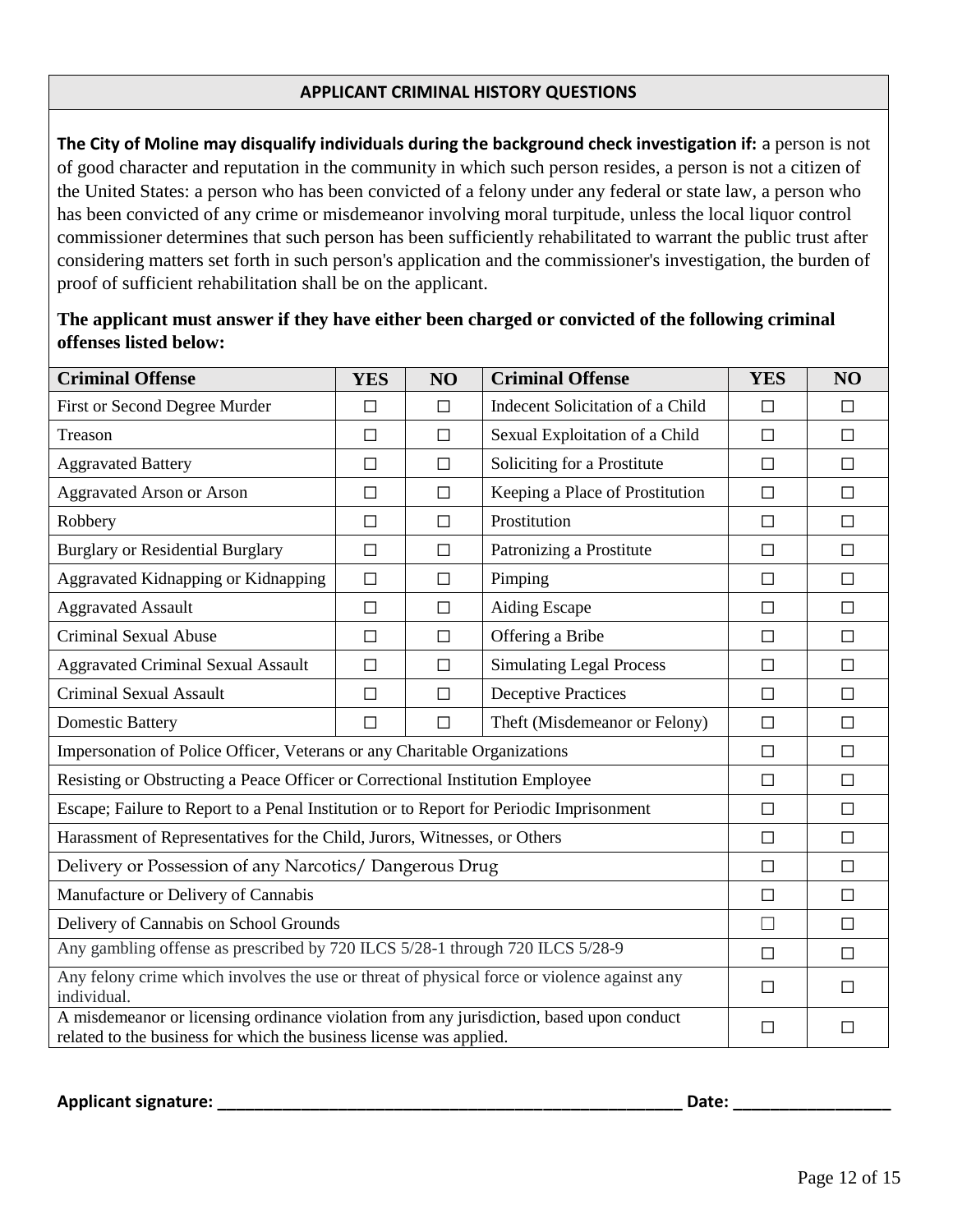## APPLICANT CRIMINAL HISTORY QUESTIONS

**The City of Moline may disqualify individuals during the background check investigation if:** a person is not of good character and reputation in the community in which such person resides, a person is not a citizen of the United States: a person who has been convicted of a felony under any federal or state law, a person who has been convicted of any crime or misdemeanor involving moral turpitude, unless the local liquor control commissioner determines that such person has been sufficiently rehabilitated to warrant the public trust after considering matters set forth in such person's application and the commissioner's investigation, the burden of proof of sufficient rehabilitation shall be on the applicant.

**The applicant must answer if they have either been charged or convicted of the following criminal offenses listed below:**

| Criminal Offense | YES | NO | Criminal Offense | YES | NO |
|---|---|---|---|---|---|
| First or Second Degree Murder | ☐ | ☐ | Indecent Solicitation of a Child | ☐ | ☐ |
| Treason | ☐ | ☐ | Sexual Exploitation of a Child | ☐ | ☐ |
| Aggravated Battery | ☐ | ☐ | Soliciting for a Prostitute | ☐ | ☐ |
| Aggravated Arson or Arson | ☐ | ☐ | Keeping a Place of Prostitution | ☐ | ☐ |
| Robbery | ☐ | ☐ | Prostitution | ☐ | ☐ |
| Burglary or Residential Burglary | ☐ | ☐ | Patronizing a Prostitute | ☐ | ☐ |
| Aggravated Kidnapping or Kidnapping | ☐ | ☐ | Pimping | ☐ | ☐ |
| Aggravated Assault | ☐ | ☐ | Aiding Escape | ☐ | ☐ |
| Criminal Sexual Abuse | ☐ | ☐ | Offering a Bribe | ☐ | ☐ |
| Aggravated Criminal Sexual Assault | ☐ | ☐ | Simulating Legal Process | ☐ | ☐ |
| Criminal Sexual Assault | ☐ | ☐ | Deceptive Practices | ☐ | ☐ |
| Domestic Battery | ☐ | ☐ | Theft (Misdemeanor or Felony) | ☐ | ☐ |
| Impersonation of Police Officer, Veterans or any Charitable Organizations | | | | ☐ | ☐ |
| Resisting or Obstructing a Peace Officer or Correctional Institution Employee | | | | ☐ | ☐ |
| Escape; Failure to Report to a Penal Institution or to Report for Periodic Imprisonment | | | | ☐ | ☐ |
| Harassment of Representatives for the Child, Jurors, Witnesses, or Others | | | | ☐ | ☐ |
| Delivery or Possession of any Narcotics/ Dangerous Drug | | | | ☐ | ☐ |
| Manufacture or Delivery of Cannabis | | | | ☐ | ☐ |
| Delivery of Cannabis on School Grounds | | | | ☐ | ☐ |
| Any gambling offense as prescribed by 720 ILCS 5/28-1 through 720 ILCS 5/28-9 | | | | ☐ | ☐ |
| Any felony crime which involves the use or threat of physical force or violence against any individual. | | | | ☐ | ☐ |
| A misdemeanor or licensing ordinance violation from any jurisdiction, based upon conduct related to the business for which the business license was applied. | | | | ☐ | ☐ |

**Applicant signature:** \_\_\_\_\_\_\_\_\_\_\_\_\_\_\_\_\_\_\_\_\_\_\_\_\_\_\_\_\_\_\_\_\_\_\_\_\_\_\_\_\_\_\_\_\_\_\_\_ **Date:** \_\_\_\_\_\_\_\_\_\_\_\_\_\_\_\_\_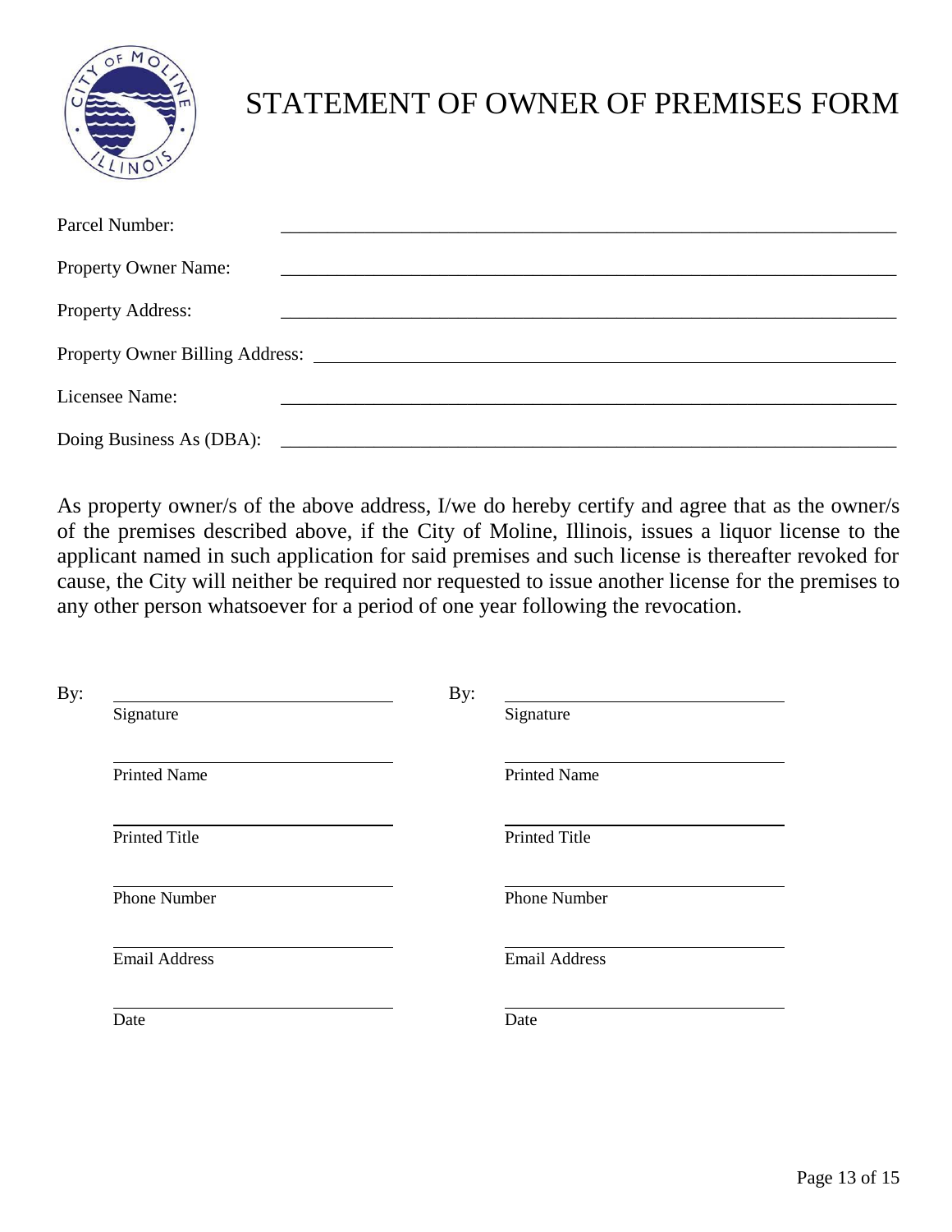# STATEMENT OF OWNER OF PREMISES FORM

Parcel Number: \_\_\_\_\_\_\_\_\_\_\_\_\_\_\_\_\_\_\_\_\_\_\_\_\_\_\_\_\_\_\_\_\_\_\_\_\_\_\_\_

Property Owner Name: \_\_\_\_\_\_\_\_\_\_\_\_\_\_\_\_\_\_\_\_\_\_\_\_\_\_\_\_\_\_\_\_\_\_\_\_\_\_\_\_

Property Address: \_\_\_\_\_\_\_\_\_\_\_\_\_\_\_\_\_\_\_\_\_\_\_\_\_\_\_\_\_\_\_\_\_\_\_\_\_\_\_\_

Property Owner Billing Address: \_\_\_\_\_\_\_\_\_\_\_\_\_\_\_\_\_\_\_\_\_\_\_\_\_\_\_\_\_\_\_\_\_\_\_\_\_\_\_\_

Licensee Name: \_\_\_\_\_\_\_\_\_\_\_\_\_\_\_\_\_\_\_\_\_\_\_\_\_\_\_\_\_\_\_\_\_\_\_\_\_\_\_\_

Doing Business As (DBA): \_\_\_\_\_\_\_\_\_\_\_\_\_\_\_\_\_\_\_\_\_\_\_\_\_\_\_\_\_\_\_\_\_\_\_\_\_\_\_\_

As property owner/s of the above address, I/we do hereby certify and agree that as the owner/s of the premises described above, if the City of Moline, Illinois, issues a liquor license to the applicant named in such application for said premises and such license is thereafter revoked for cause, the City will neither be required nor requested to issue another license for the premises to any other person whatsoever for a period of one year following the revocation.

By: \_\_\_\_\_\_\_\_\_\_\_\_\_\_\_\_\_\_\_\_\_\_\_\_\_\_
Signature

\_\_\_\_\_\_\_\_\_\_\_\_\_\_\_\_\_\_\_\_\_\_\_\_\_\_
Printed Name

\_\_\_\_\_\_\_\_\_\_\_\_\_\_\_\_\_\_\_\_\_\_\_\_\_\_
Printed Title

\_\_\_\_\_\_\_\_\_\_\_\_\_\_\_\_\_\_\_\_\_\_\_\_\_\_
Phone Number

\_\_\_\_\_\_\_\_\_\_\_\_\_\_\_\_\_\_\_\_\_\_\_\_\_\_
Email Address

\_\_\_\_\_\_\_\_\_\_\_\_\_\_\_\_\_\_\_\_\_\_\_\_\_\_
Date

By: \_\_\_\_\_\_\_\_\_\_\_\_\_\_\_\_\_\_\_\_\_\_\_\_\_\_
Signature

\_\_\_\_\_\_\_\_\_\_\_\_\_\_\_\_\_\_\_\_\_\_\_\_\_\_
Printed Name

\_\_\_\_\_\_\_\_\_\_\_\_\_\_\_\_\_\_\_\_\_\_\_\_\_\_
Printed Title

\_\_\_\_\_\_\_\_\_\_\_\_\_\_\_\_\_\_\_\_\_\_\_\_\_\_
Phone Number

\_\_\_\_\_\_\_\_\_\_\_\_\_\_\_\_\_\_\_\_\_\_\_\_\_\_
Email Address

\_\_\_\_\_\_\_\_\_\_\_\_\_\_\_\_\_\_\_\_\_\_\_\_\_\_
Date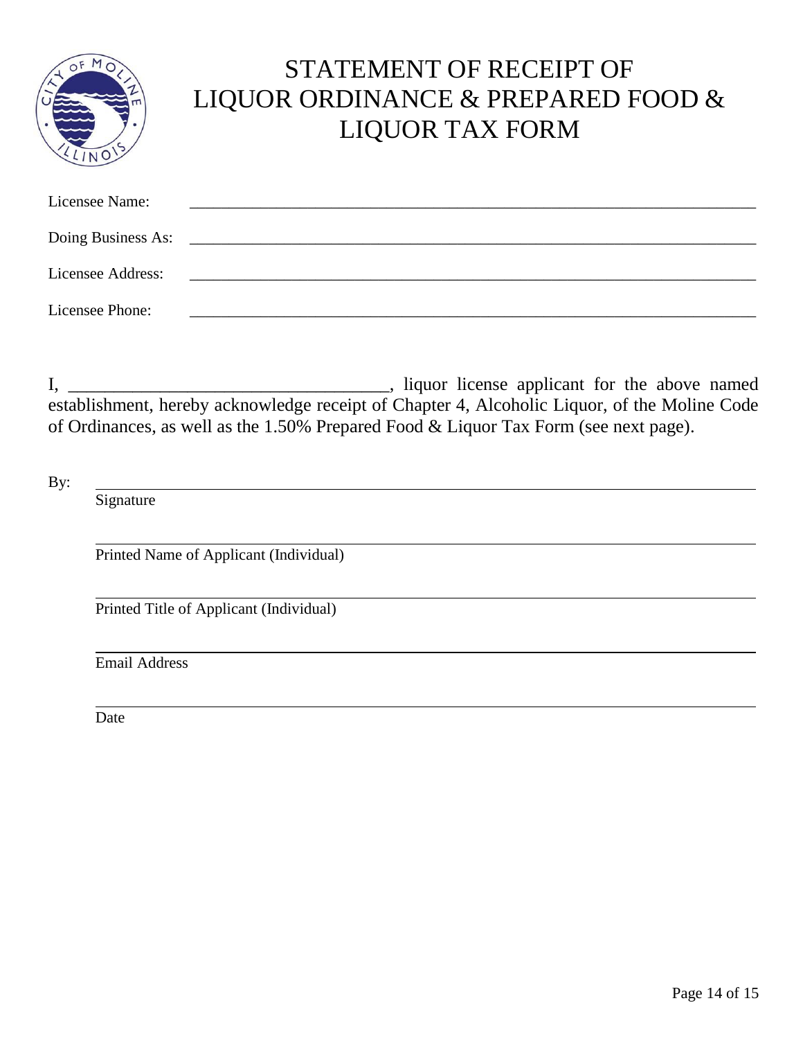# STATEMENT OF RECEIPT OF LIQUOR ORDINANCE & PREPARED FOOD & LIQUOR TAX FORM

Licensee Name: ____________________________________________________________

Doing Business As: ____________________________________________________________

Licensee Address: ____________________________________________________________

Licensee Phone: ____________________________________________________________

I, ____________________________________, liquor license applicant for the above named establishment, hereby acknowledge receipt of Chapter 4, Alcoholic Liquor, of the Moline Code of Ordinances, as well as the 1.50% Prepared Food & Liquor Tax Form (see next page).

By: ____________________________________________________________

Signature

____________________________________________________________

Printed Name of Applicant (Individual)

____________________________________________________________

Printed Title of Applicant (Individual)

____________________________________________________________

Email Address

____________________________________________________________

Date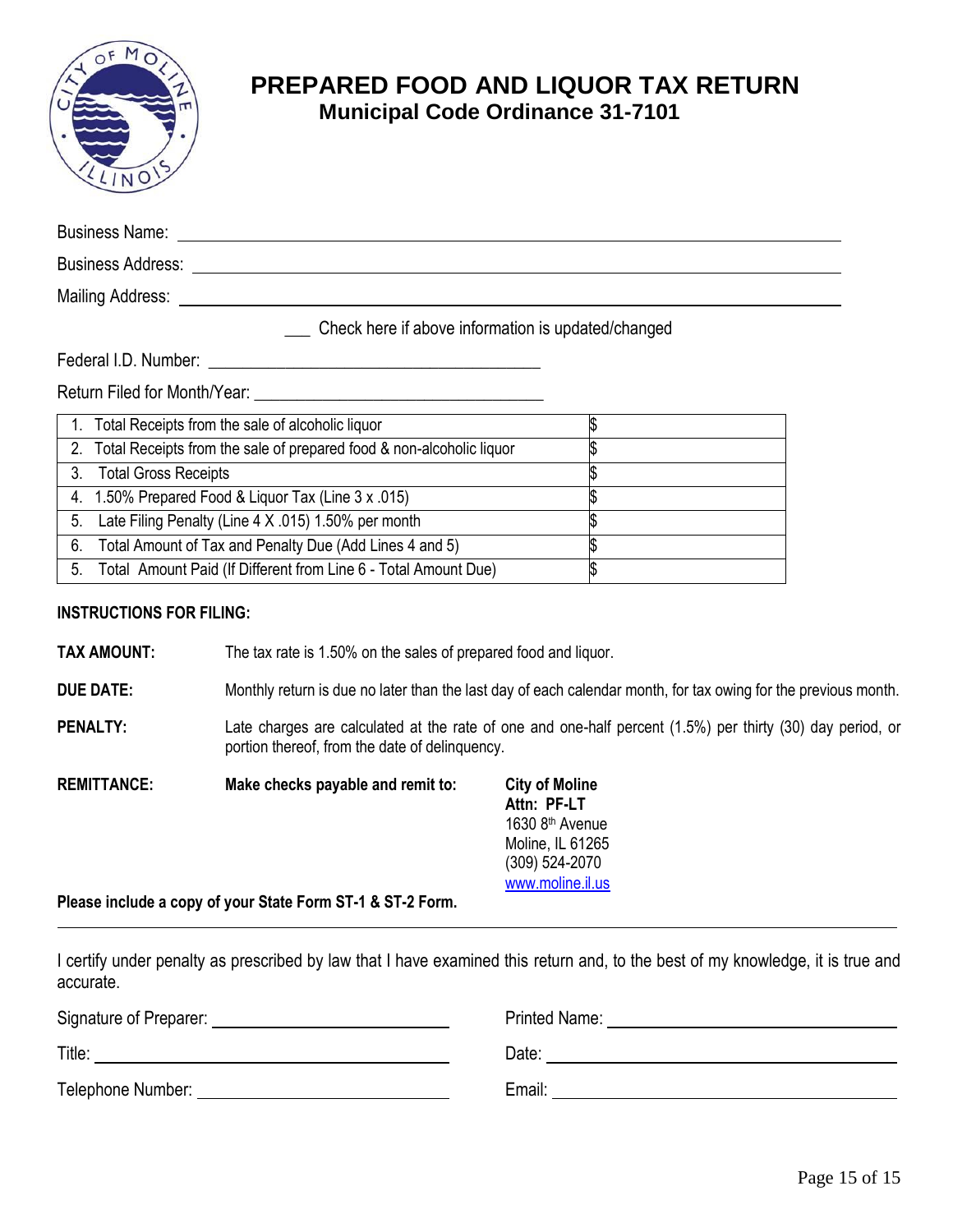# PREPARED FOOD AND LIQUOR TAX RETURN

## Municipal Code Ordinance 31-7101

Business Name: ______________________________________________

Business Address: ______________________________________________

Mailing Address: ______________________________________________

___ Check here if above information is updated/changed

Federal I.D. Number: ______________________________

Return Filed for Month/Year: ______________________________

| | |
|---|---|
| 1. Total Receipts from the sale of alcoholic liquor | $ |
| 2. Total Receipts from the sale of prepared food & non-alcoholic liquor | $ |
| 3. Total Gross Receipts | $ |
| 4. 1.50% Prepared Food & Liquor Tax (Line 3 x .015) | $ |
| 5. Late Filing Penalty (Line 4 X .015) 1.50% per month | $ |
| 6. Total Amount of Tax and Penalty Due (Add Lines 4 and 5) | $ |
| 5. Total Amount Paid (If Different from Line 6 - Total Amount Due) | $ |

**INSTRUCTIONS FOR FILING:**

**TAX AMOUNT:** The tax rate is 1.50% on the sales of prepared food and liquor.

**DUE DATE:** Monthly return is due no later than the last day of each calendar month, for tax owing for the previous month.

**PENALTY:** Late charges are calculated at the rate of one and one-half percent (1.5%) per thirty (30) day period, or portion thereof, from the date of delinquency.

**REMITTANCE:** **Make checks payable and remit to:**

**City of Moline**
**Attn: PF-LT**
1630 8th Avenue
Moline, IL 61265
(309) 524-2070
www.moline.il.us

**Please include a copy of your State Form ST-1 & ST-2 Form.**

---

I certify under penalty as prescribed by law that I have examined this return and, to the best of my knowledge, it is true and accurate.

Signature of Preparer: ______________________ Printed Name: ______________________

Title: ______________________ Date: ______________________

Telephone Number: ______________________ Email: ______________________